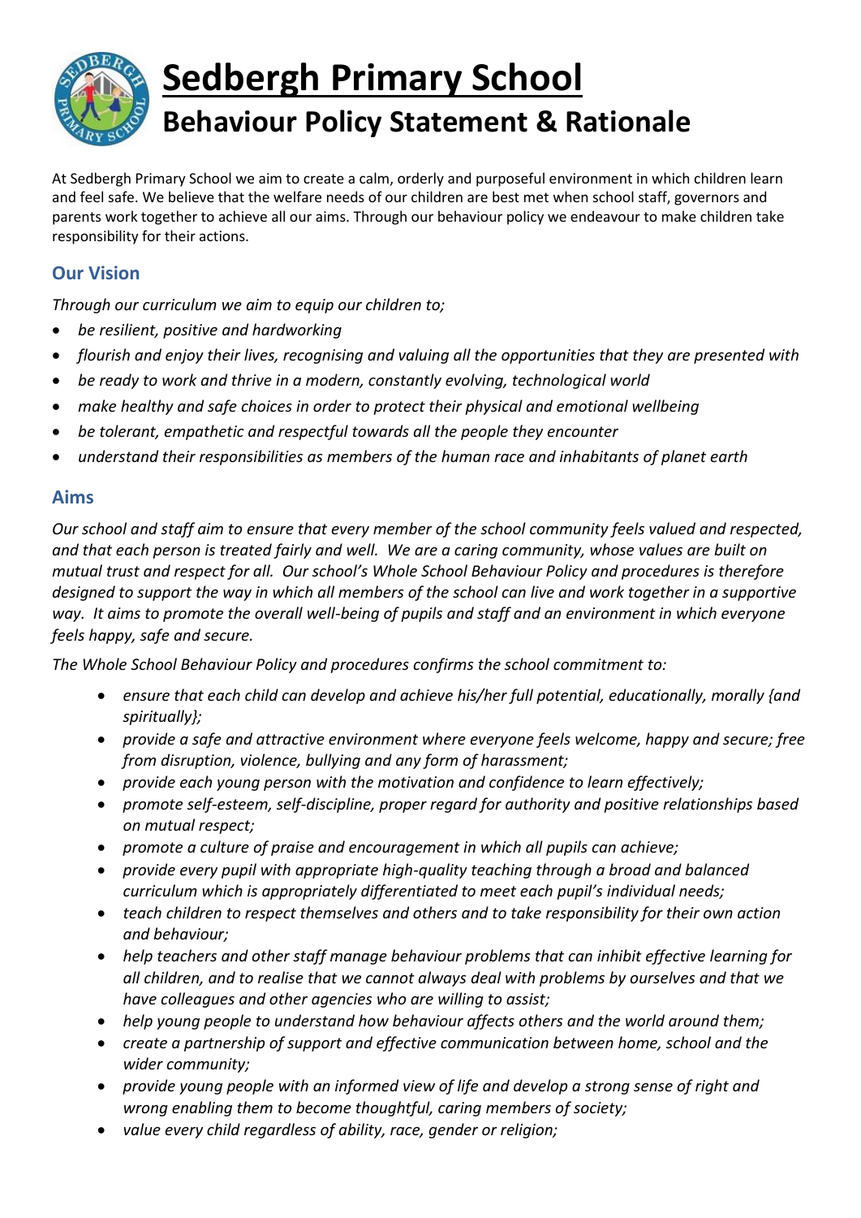# Sedbergh Primary School

## Behaviour Policy Statement & Rationale

At Sedbergh Primary School we aim to create a calm, orderly and purposeful environment in which children learn and feel safe. We believe that the welfare needs of our children are best met when school staff, governors and parents work together to achieve all our aims. Through our behaviour policy we endeavour to make children take responsibility for their actions.

### Our Vision

*Through our curriculum we aim to equip our children to;*

- *be resilient, positive and hardworking*
- *flourish and enjoy their lives, recognising and valuing all the opportunities that they are presented with*
- *be ready to work and thrive in a modern, constantly evolving, technological world*
- *make healthy and safe choices in order to protect their physical and emotional wellbeing*
- *be tolerant, empathetic and respectful towards all the people they encounter*
- *understand their responsibilities as members of the human race and inhabitants of planet earth*

### Aims

*Our school and staff aim to ensure that every member of the school community feels valued and respected, and that each person is treated fairly and well. We are a caring community, whose values are built on mutual trust and respect for all. Our school's Whole School Behaviour Policy and procedures is therefore designed to support the way in which all members of the school can live and work together in a supportive way. It aims to promote the overall well-being of pupils and staff and an environment in which everyone feels happy, safe and secure.*

*The Whole School Behaviour Policy and procedures confirms the school commitment to:*

- *ensure that each child can develop and achieve his/her full potential, educationally, morally {and spiritually};*
- *provide a safe and attractive environment where everyone feels welcome, happy and secure; free from disruption, violence, bullying and any form of harassment;*
- *provide each young person with the motivation and confidence to learn effectively;*
- *promote self-esteem, self-discipline, proper regard for authority and positive relationships based on mutual respect;*
- *promote a culture of praise and encouragement in which all pupils can achieve;*
- *provide every pupil with appropriate high-quality teaching through a broad and balanced curriculum which is appropriately differentiated to meet each pupil's individual needs;*
- *teach children to respect themselves and others and to take responsibility for their own action and behaviour;*
- *help teachers and other staff manage behaviour problems that can inhibit effective learning for all children, and to realise that we cannot always deal with problems by ourselves and that we have colleagues and other agencies who are willing to assist;*
- *help young people to understand how behaviour affects others and the world around them;*
- *create a partnership of support and effective communication between home, school and the wider community;*
- *provide young people with an informed view of life and develop a strong sense of right and wrong enabling them to become thoughtful, caring members of society;*
- *value every child regardless of ability, race, gender or religion;*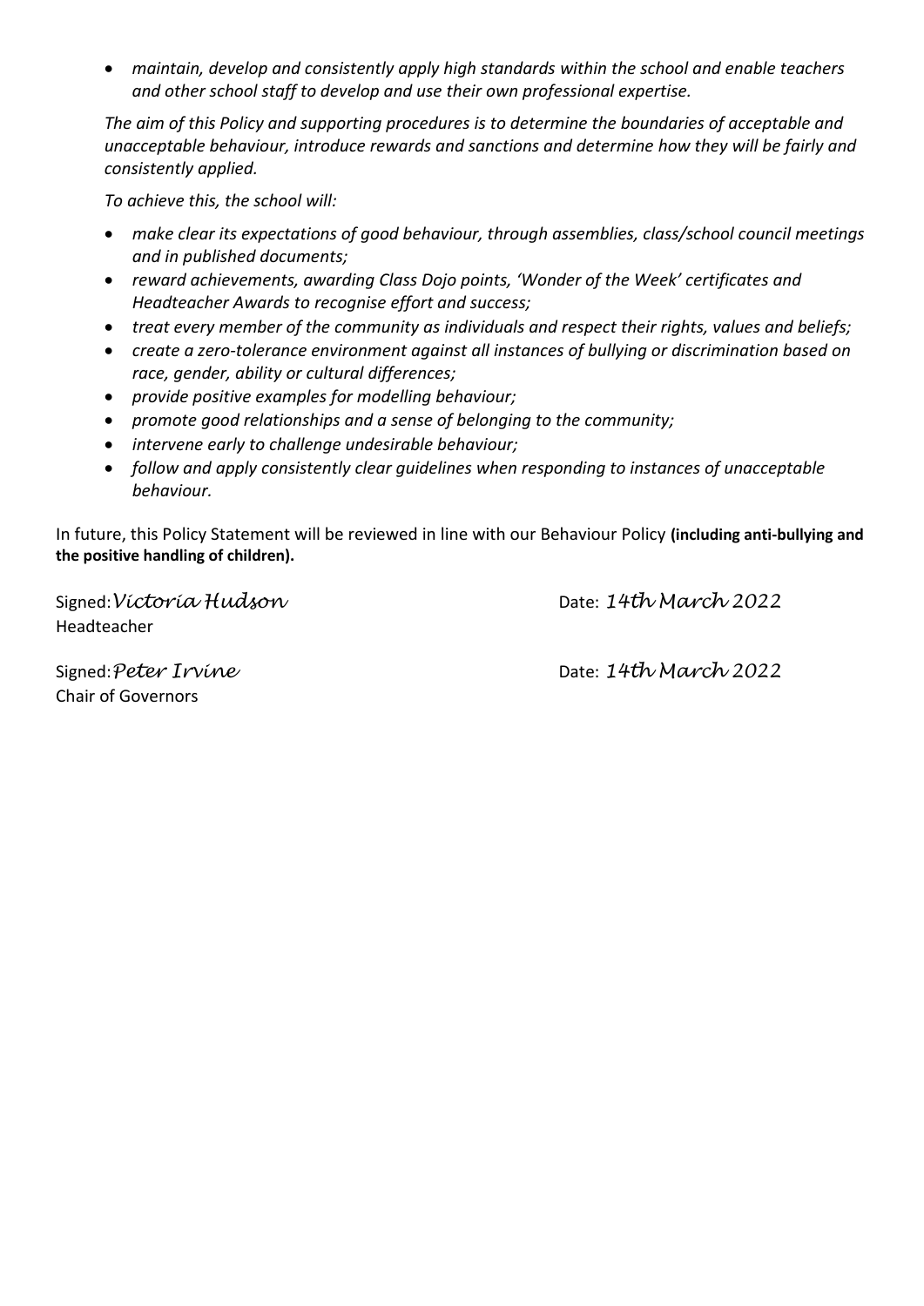- *maintain, develop and consistently apply high standards within the school and enable teachers and other school staff to develop and use their own professional expertise.*

*The aim of this Policy and supporting procedures is to determine the boundaries of acceptable and unacceptable behaviour, introduce rewards and sanctions and determine how they will be fairly and consistently applied.*

*To achieve this, the school will:*

- *make clear its expectations of good behaviour, through assemblies, class/school council meetings and in published documents;*
- *reward achievements, awarding Class Dojo points, 'Wonder of the Week' certificates and Headteacher Awards to recognise effort and success;*
- *treat every member of the community as individuals and respect their rights, values and beliefs;*
- *create a zero-tolerance environment against all instances of bullying or discrimination based on race, gender, ability or cultural differences;*
- *provide positive examples for modelling behaviour;*
- *promote good relationships and a sense of belonging to the community;*
- *intervene early to challenge undesirable behaviour;*
- *follow and apply consistently clear guidelines when responding to instances of unacceptable behaviour.*

In future, this Policy Statement will be reviewed in line with our Behaviour Policy **(including anti-bullying and the positive handling of children).**

Signed: *Victoria Hudson* Date: *14th March 2022*
Headteacher

Signed: *Peter Irvine* Date: *14th March 2022*
Chair of Governors